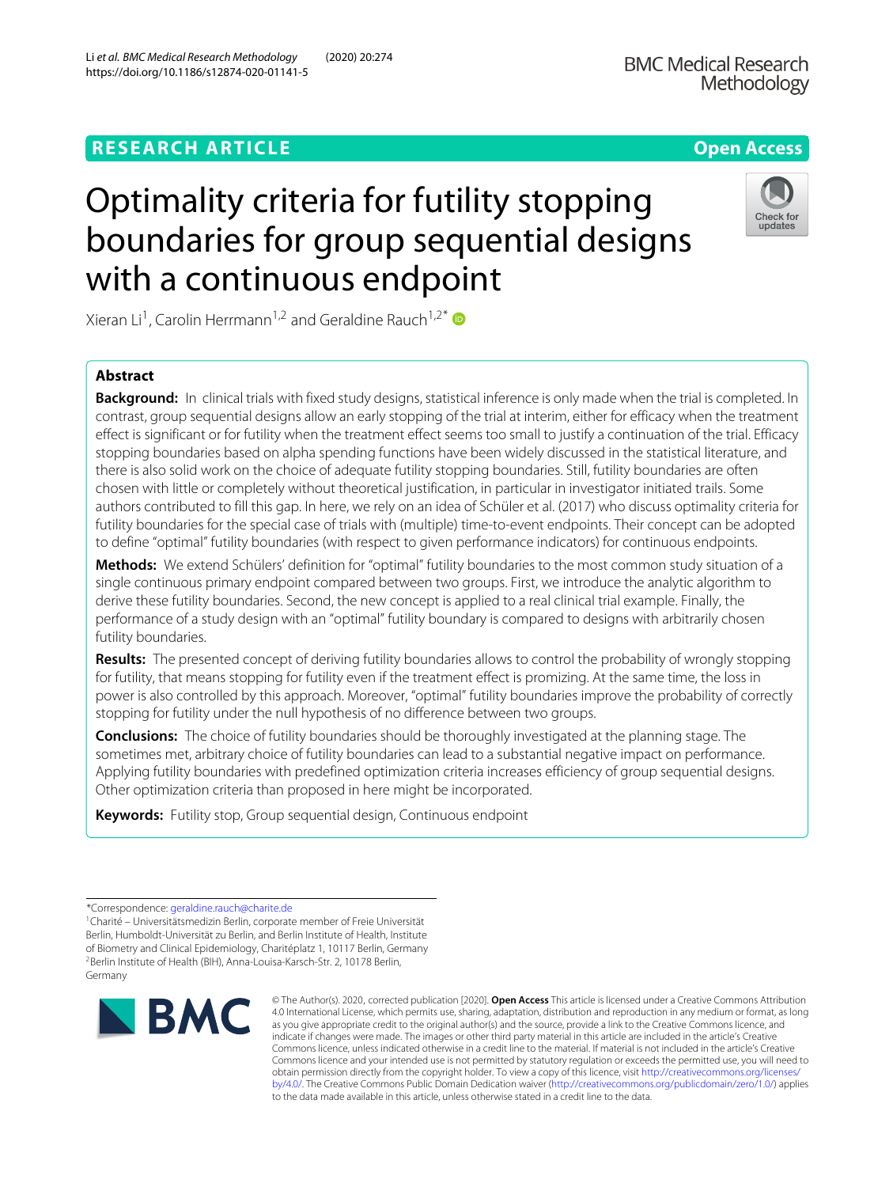RESEARCH ARTICLE

Open Access

# Optimality criteria for futility stopping boundaries for group sequential designs with a continuous endpoint

Xieran Li[1], Carolin Herrmann[1,2] and Geraldine Rauch[1,2*]

## Abstract

**Background:** In clinical trials with fixed study designs, statistical inference is only made when the trial is completed. In contrast, group sequential designs allow an early stopping of the trial at interim, either for efficacy when the treatment effect is significant or for futility when the treatment effect seems too small to justify a continuation of the trial. Efficacy stopping boundaries based on alpha spending functions have been widely discussed in the statistical literature, and there is also solid work on the choice of adequate futility stopping boundaries. Still, futility boundaries are often chosen with little or completely without theoretical justification, in particular in investigator initiated trails. Some authors contributed to fill this gap. In here, we rely on an idea of Schüler et al. (2017) who discuss optimality criteria for futility boundaries for the special case of trials with (multiple) time-to-event endpoints. Their concept can be adopted to define "optimal" futility boundaries (with respect to given performance indicators) for continuous endpoints.

**Methods:** We extend Schülers' definition for "optimal" futility boundaries to the most common study situation of a single continuous primary endpoint compared between two groups. First, we introduce the analytic algorithm to derive these futility boundaries. Second, the new concept is applied to a real clinical trial example. Finally, the performance of a study design with an "optimal" futility boundary is compared to designs with arbitrarily chosen futility boundaries.

**Results:** The presented concept of deriving futility boundaries allows to control the probability of wrongly stopping for futility, that means stopping for futility even if the treatment effect is promizing. At the same time, the loss in power is also controlled by this approach. Moreover, "optimal" futility boundaries improve the probability of correctly stopping for futility under the null hypothesis of no difference between two groups.

**Conclusions:** The choice of futility boundaries should be thoroughly investigated at the planning stage. The sometimes met, arbitrary choice of futility boundaries can lead to a substantial negative impact on performance. Applying futility boundaries with predefined optimization criteria increases efficiency of group sequential designs. Other optimization criteria than proposed in here might be incorporated.

**Keywords:** Futility stop, Group sequential design, Continuous endpoint

*Correspondence: geraldine.rauch@charite.de
[1]Charité – Universitätsmedizin Berlin, corporate member of Freie Universität Berlin, Humboldt-Universität zu Berlin, and Berlin Institute of Health, Institute of Biometry and Clinical Epidemiology, Charitéplatz 1, 10117 Berlin, Germany
[2]Berlin Institute of Health (BIH), Anna-Louisa-Karsch-Str. 2, 10178 Berlin, Germany

© The Author(s). 2020, corrected publication [2020]. **Open Access** This article is licensed under a Creative Commons Attribution 4.0 International License, which permits use, sharing, adaptation, distribution and reproduction in any medium or format, as long as you give appropriate credit to the original author(s) and the source, provide a link to the Creative Commons licence, and indicate if changes were made. The images or other third party material in this article are included in the article's Creative Commons licence, unless indicated otherwise in a credit line to the material. If material is not included in the article's Creative Commons licence and your intended use is not permitted by statutory regulation or exceeds the permitted use, you will need to obtain permission directly from the copyright holder. To view a copy of this licence, visit http://creativecommons.org/licenses/by/4.0/. The Creative Commons Public Domain Dedication waiver (http://creativecommons.org/publicdomain/zero/1.0/) applies to the data made available in this article, unless otherwise stated in a credit line to the data.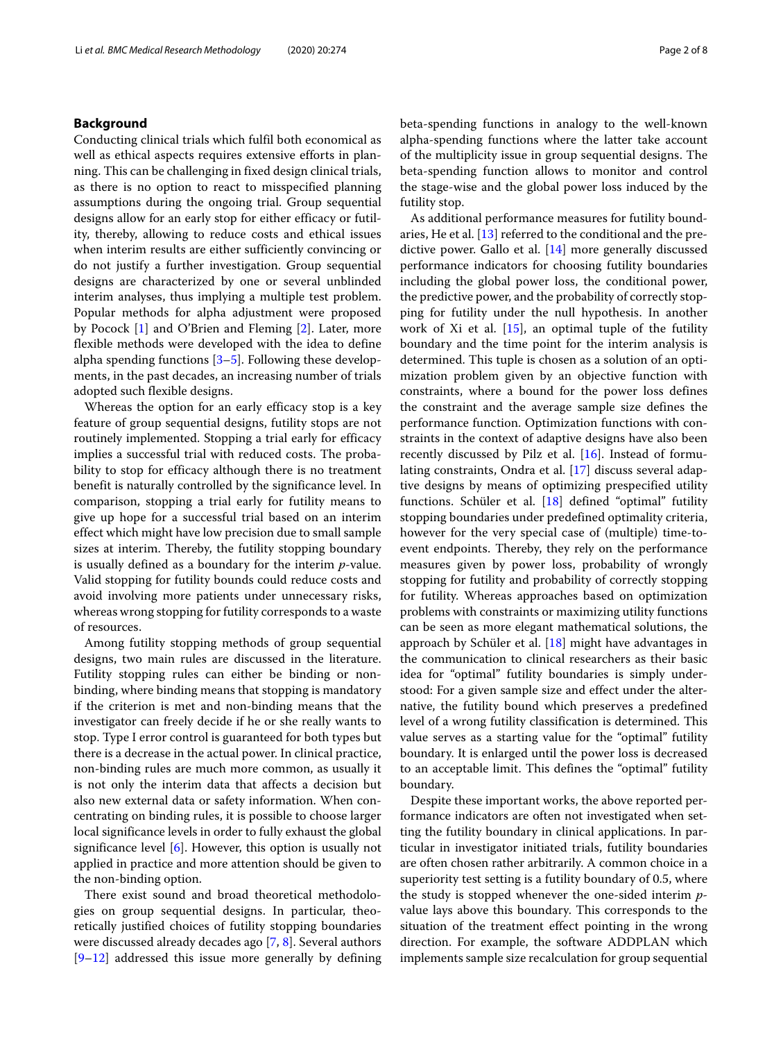## Background

Conducting clinical trials which fulfil both economical as well as ethical aspects requires extensive efforts in planning. This can be challenging in fixed design clinical trials, as there is no option to react to misspecified planning assumptions during the ongoing trial. Group sequential designs allow for an early stop for either efficacy or futility, thereby, allowing to reduce costs and ethical issues when interim results are either sufficiently convincing or do not justify a further investigation. Group sequential designs are characterized by one or several unblinded interim analyses, thus implying a multiple test problem. Popular methods for alpha adjustment were proposed by Pocock [1] and O'Brien and Fleming [2]. Later, more flexible methods were developed with the idea to define alpha spending functions [3–5]. Following these developments, in the past decades, an increasing number of trials adopted such flexible designs.

Whereas the option for an early efficacy stop is a key feature of group sequential designs, futility stops are not routinely implemented. Stopping a trial early for efficacy implies a successful trial with reduced costs. The probability to stop for efficacy although there is no treatment benefit is naturally controlled by the significance level. In comparison, stopping a trial early for futility means to give up hope for a successful trial based on an interim effect which might have low precision due to small sample sizes at interim. Thereby, the futility stopping boundary is usually defined as a boundary for the interim *p*-value. Valid stopping for futility bounds could reduce costs and avoid involving more patients under unnecessary risks, whereas wrong stopping for futility corresponds to a waste of resources.

Among futility stopping methods of group sequential designs, two main rules are discussed in the literature. Futility stopping rules can either be binding or non-binding, where binding means that stopping is mandatory if the criterion is met and non-binding means that the investigator can freely decide if he or she really wants to stop. Type I error control is guaranteed for both types but there is a decrease in the actual power. In clinical practice, non-binding rules are much more common, as usually it is not only the interim data that affects a decision but also new external data or safety information. When concentrating on binding rules, it is possible to choose larger local significance levels in order to fully exhaust the global significance level [6]. However, this option is usually not applied in practice and more attention should be given to the non-binding option.

There exist sound and broad theoretical methodologies on group sequential designs. In particular, theoretically justified choices of futility stopping boundaries were discussed already decades ago [7, 8]. Several authors [9–12] addressed this issue more generally by defining beta-spending functions in analogy to the well-known alpha-spending functions where the latter take account of the multiplicity issue in group sequential designs. The beta-spending function allows to monitor and control the stage-wise and the global power loss induced by the futility stop.

As additional performance measures for futility boundaries, He et al. [13] referred to the conditional and the predictive power. Gallo et al. [14] more generally discussed performance indicators for choosing futility boundaries including the global power loss, the conditional power, the predictive power, and the probability of correctly stopping for futility under the null hypothesis. In another work of Xi et al. [15], an optimal tuple of the futility boundary and the time point for the interim analysis is determined. This tuple is chosen as a solution of an optimization problem given by an objective function with constraints, where a bound for the power loss defines the constraint and the average sample size defines the performance function. Optimization functions with constraints in the context of adaptive designs have also been recently discussed by Pilz et al. [16]. Instead of formulating constraints, Ondra et al. [17] discuss several adaptive designs by means of optimizing prespecified utility functions. Schüler et al. [18] defined "optimal" futility stopping boundaries under predefined optimality criteria, however for the very special case of (multiple) time-to-event endpoints. Thereby, they rely on the performance measures given by power loss, probability of wrongly stopping for futility and probability of correctly stopping for futility. Whereas approaches based on optimization problems with constraints or maximizing utility functions can be seen as more elegant mathematical solutions, the approach by Schüler et al. [18] might have advantages in the communication to clinical researchers as their basic idea for "optimal" futility boundaries is simply understood: For a given sample size and effect under the alternative, the futility bound which preserves a predefined level of a wrong futility classification is determined. This value serves as a starting value for the "optimal" futility boundary. It is enlarged until the power loss is decreased to an acceptable limit. This defines the "optimal" futility boundary.

Despite these important works, the above reported performance indicators are often not investigated when setting the futility boundary in clinical applications. In particular in investigator initiated trials, futility boundaries are often chosen rather arbitrarily. A common choice in a superiority test setting is a futility boundary of 0.5, where the study is stopped whenever the one-sided interim *p*-value lays above this boundary. This corresponds to the situation of the treatment effect pointing in the wrong direction. For example, the software ADDPLAN which implements sample size recalculation for group sequential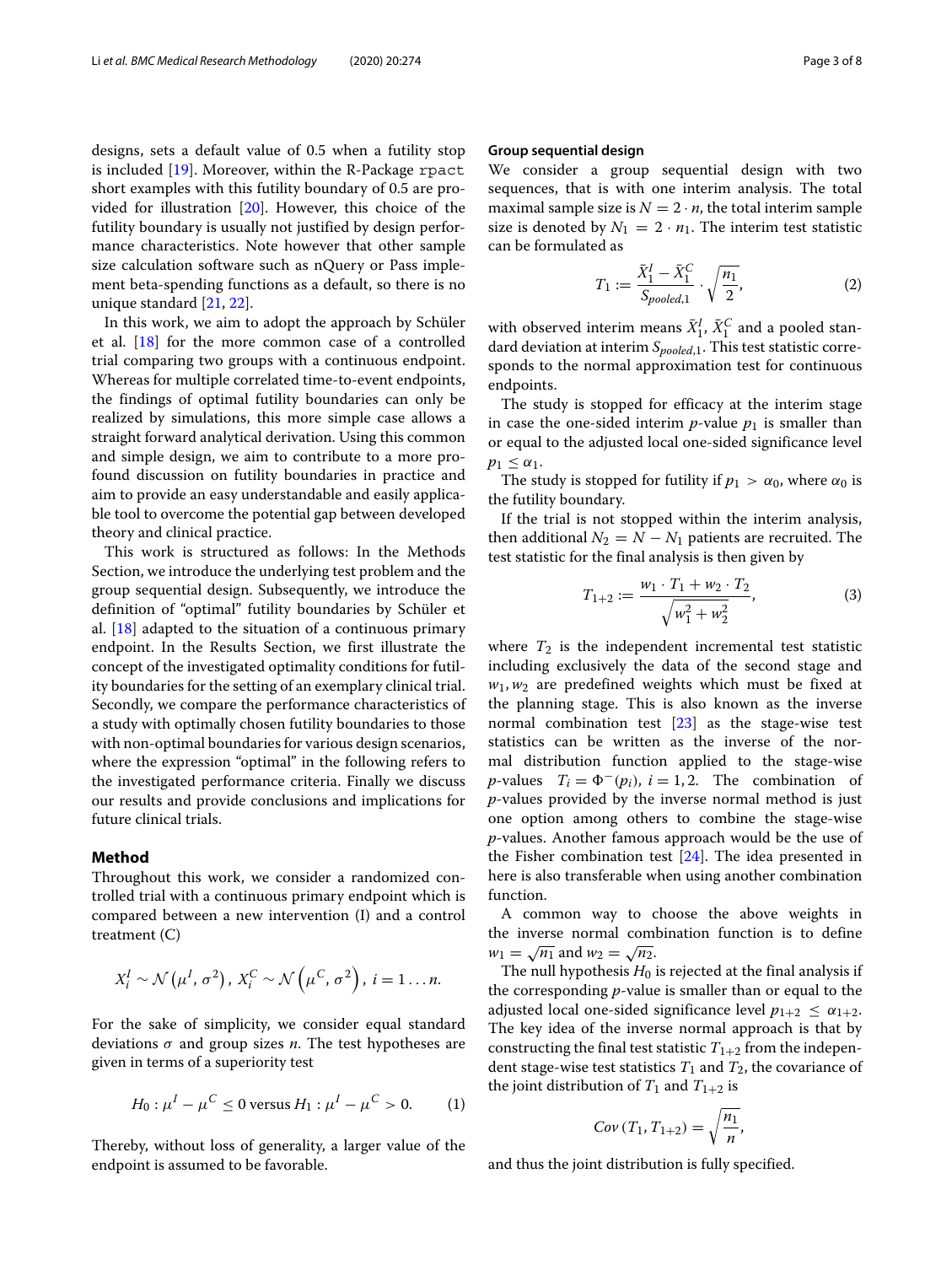designs, sets a default value of 0.5 when a futility stop is included [19]. Moreover, within the R-Package rpact short examples with this futility boundary of 0.5 are provided for illustration [20]. However, this choice of the futility boundary is usually not justified by design performance characteristics. Note however that other sample size calculation software such as nQuery or Pass implement beta-spending functions as a default, so there is no unique standard [21, 22].

In this work, we aim to adopt the approach by Schüler et al. [18] for the more common case of a controlled trial comparing two groups with a continuous endpoint. Whereas for multiple correlated time-to-event endpoints, the findings of optimal futility boundaries can only be realized by simulations, this more simple case allows a straight forward analytical derivation. Using this common and simple design, we aim to contribute to a more profound discussion on futility boundaries in practice and aim to provide an easy understandable and easily applicable tool to overcome the potential gap between developed theory and clinical practice.

This work is structured as follows: In the Methods Section, we introduce the underlying test problem and the group sequential design. Subsequently, we introduce the definition of "optimal" futility boundaries by Schüler et al. [18] adapted to the situation of a continuous primary endpoint. In the Results Section, we first illustrate the concept of the investigated optimality conditions for futility boundaries for the setting of an exemplary clinical trial. Secondly, we compare the performance characteristics of a study with optimally chosen futility boundaries to those with non-optimal boundaries for various design scenarios, where the expression "optimal" in the following refers to the investigated performance criteria. Finally we discuss our results and provide conclusions and implications for future clinical trials.

## Method

Throughout this work, we consider a randomized controlled trial with a continuous primary endpoint which is compared between a new intervention (I) and a control treatment (C)

$$X_i^I \sim \mathcal{N}\left(\mu^I, \sigma^2\right),\ X_i^C \sim \mathcal{N}\left(\mu^C, \sigma^2\right),\ i = 1 \ldots n.$$

For the sake of simplicity, we consider equal standard deviations $\sigma$ and group sizes $n$. The test hypotheses are given in terms of a superiority test

$$H_0 : \mu^I - \mu^C \leq 0 \text{ versus } H_1 : \mu^I - \mu^C > 0. \quad (1)$$

Thereby, without loss of generality, a larger value of the endpoint is assumed to be favorable.

### Group sequential design

We consider a group sequential design with two sequences, that is with one interim analysis. The total maximal sample size is $N = 2 \cdot n$, the total interim sample size is denoted by $N_1 = 2 \cdot n_1$. The interim test statistic can be formulated as

$$T_1 := \frac{\bar{X}_1^I - \bar{X}_1^C}{S_{pooled,1}} \cdot \sqrt{\frac{n_1}{2}}, \quad (2)$$

with observed interim means $\bar{X}_1^I$, $\bar{X}_1^C$ and a pooled standard deviation at interim $S_{pooled,1}$. This test statistic corresponds to the normal approximation test for continuous endpoints.

The study is stopped for efficacy at the interim stage in case the one-sided interim $p$-value $p_1$ is smaller than or equal to the adjusted local one-sided significance level $p_1 \leq \alpha_1$.

The study is stopped for futility if $p_1 > \alpha_0$, where $\alpha_0$ is the futility boundary.

If the trial is not stopped within the interim analysis, then additional $N_2 = N - N_1$ patients are recruited. The test statistic for the final analysis is then given by

$$T_{1+2} := \frac{w_1 \cdot T_1 + w_2 \cdot T_2}{\sqrt{w_1^2 + w_2^2}}, \quad (3)$$

where $T_2$ is the independent incremental test statistic including exclusively the data of the second stage and $w_1, w_2$ are predefined weights which must be fixed at the planning stage. This is also known as the inverse normal combination test [23] as the stage-wise test statistics can be written as the inverse of the normal distribution function applied to the stage-wise $p$-values $T_i = \Phi^{-}(p_i),\ i = 1, 2$. The combination of $p$-values provided by the inverse normal method is just one option among others to combine the stage-wise $p$-values. Another famous approach would be the use of the Fisher combination test [24]. The idea presented in here is also transferable when using another combination function.

A common way to choose the above weights in the inverse normal combination function is to define $w_1 = \sqrt{n_1}$ and $w_2 = \sqrt{n_2}$.

The null hypothesis $H_0$ is rejected at the final analysis if the corresponding $p$-value is smaller than or equal to the adjusted local one-sided significance level $p_{1+2} \leq \alpha_{1+2}$. The key idea of the inverse normal approach is that by constructing the final test statistic $T_{1+2}$ from the independent stage-wise test statistics $T_1$ and $T_2$, the covariance of the joint distribution of $T_1$ and $T_{1+2}$ is

$$Cov\left(T_1, T_{1+2}\right) = \sqrt{\frac{n_1}{n}},$$

and thus the joint distribution is fully specified.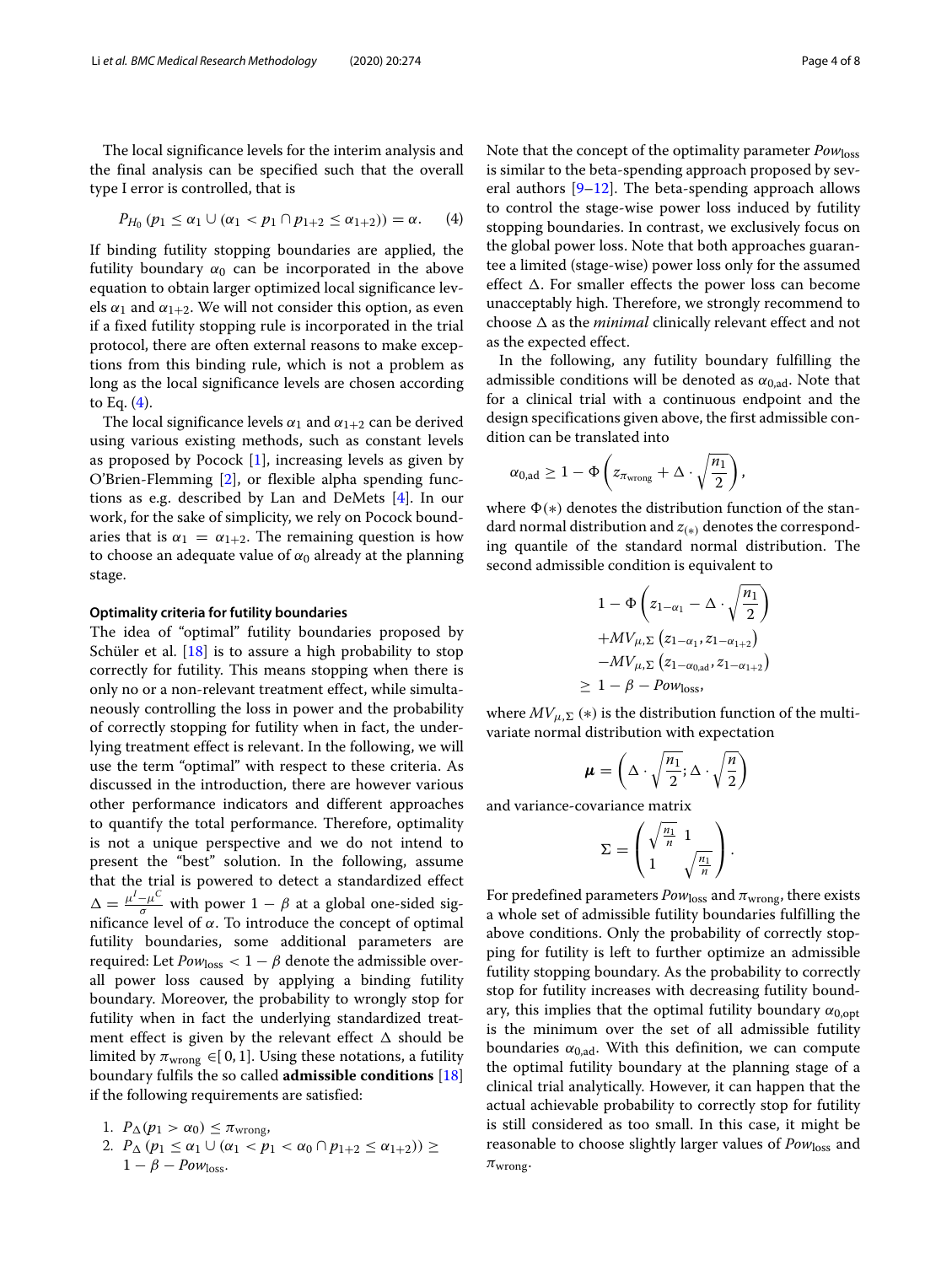The local significance levels for the interim analysis and the final analysis can be specified such that the overall type I error is controlled, that is

$$P_{H_0}\left(p_1 \leq \alpha_1 \cup (\alpha_1 < p_1 \cap p_{1+2} \leq \alpha_{1+2})\right) = \alpha. \quad (4)$$

If binding futility stopping boundaries are applied, the futility boundary $\alpha_0$ can be incorporated in the above equation to obtain larger optimized local significance levels $\alpha_1$ and $\alpha_{1+2}$. We will not consider this option, as even if a fixed futility stopping rule is incorporated in the trial protocol, there are often external reasons to make exceptions from this binding rule, which is not a problem as long as the local significance levels are chosen according to Eq. (4).

The local significance levels $\alpha_1$ and $\alpha_{1+2}$ can be derived using various existing methods, such as constant levels as proposed by Pocock [1], increasing levels as given by O'Brien-Flemming [2], or flexible alpha spending functions as e.g. described by Lan and DeMets [4]. In our work, for the sake of simplicity, we rely on Pocock boundaries that is $\alpha_1 = \alpha_{1+2}$. The remaining question is how to choose an adequate value of $\alpha_0$ already at the planning stage.

#### Optimality criteria for futility boundaries

The idea of "optimal" futility boundaries proposed by Schüler et al. [18] is to assure a high probability to stop correctly for futility. This means stopping when there is only no or a non-relevant treatment effect, while simultaneously controlling the loss in power and the probability of correctly stopping for futility when in fact, the underlying treatment effect is relevant. In the following, we will use the term "optimal" with respect to these criteria. As discussed in the introduction, there are however various other performance indicators and different approaches to quantify the total performance. Therefore, optimality is not a unique perspective and we do not intend to present the "best" solution. In the following, assume that the trial is powered to detect a standardized effect $\Delta = \frac{\mu^I - \mu^C}{\sigma}$ with power $1 - \beta$ at a global one-sided significance level of $\alpha$. To introduce the concept of optimal futility boundaries, some additional parameters are required: Let $Pow_{\text{loss}} < 1 - \beta$ denote the admissible overall power loss caused by applying a binding futility boundary. Moreover, the probability to wrongly stop for futility when in fact the underlying standardized treatment effect is given by the relevant effect $\Delta$ should be limited by $\pi_{\text{wrong}} \in [0, 1]$. Using these notations, a futility boundary fulfils the so called **admissible conditions** [18] if the following requirements are satisfied:

1. $P_\Delta(p_1 > \alpha_0) \leq \pi_{\text{wrong}}$,
2. $P_\Delta\left(p_1 \leq \alpha_1 \cup (\alpha_1 < p_1 < \alpha_0 \cap p_{1+2} \leq \alpha_{1+2})\right) \geq 1 - \beta - Pow_{\text{loss}}$.

Note that the concept of the optimality parameter $Pow_{\text{loss}}$ is similar to the beta-spending approach proposed by several authors [9–12]. The beta-spending approach allows to control the stage-wise power loss induced by futility stopping boundaries. In contrast, we exclusively focus on the global power loss. Note that both approaches guarantee a limited (stage-wise) power loss only for the assumed effect $\Delta$. For smaller effects the power loss can become unacceptably high. Therefore, we strongly recommend to choose $\Delta$ as the *minimal* clinically relevant effect and not as the expected effect.

In the following, any futility boundary fulfilling the admissible conditions will be denoted as $\alpha_{0,\text{ad}}$. Note that for a clinical trial with a continuous endpoint and the design specifications given above, the first admissible condition can be translated into

$$\alpha_{0,\text{ad}} \geq 1 - \Phi\left(z_{\pi_{\text{wrong}}} + \Delta \cdot \sqrt{\frac{n_1}{2}}\right),$$

where $\Phi(*)$ denotes the distribution function of the standard normal distribution and $z_{(*)}$ denotes the corresponding quantile of the standard normal distribution. The second admissible condition is equivalent to

$$\begin{aligned} &1 - \Phi\left(z_{1-\alpha_1} - \Delta \cdot \sqrt{\frac{n_1}{2}}\right) \\ &+ MV_{\mu,\Sigma}\left(z_{1-\alpha_1}, z_{1-\alpha_{1+2}}\right) \\ &- MV_{\mu,\Sigma}\left(z_{1-\alpha_{0,\text{ad}}}, z_{1-\alpha_{1+2}}\right) \\ &\geq 1 - \beta - Pow_{\text{loss}}, \end{aligned}$$

where $MV_{\mu,\Sigma}(*)$ is the distribution function of the multivariate normal distribution with expectation

$$\boldsymbol{\mu} = \left(\Delta \cdot \sqrt{\frac{n_1}{2}}; \Delta \cdot \sqrt{\frac{n}{2}}\right)$$

and variance-covariance matrix

$$\Sigma = \begin{pmatrix} \sqrt{\frac{n_1}{n}} & 1 \\ 1 & \sqrt{\frac{n_1}{n}} \end{pmatrix}.$$

For predefined parameters $Pow_{\text{loss}}$ and $\pi_{\text{wrong}}$, there exists a whole set of admissible futility boundaries fulfilling the above conditions. Only the probability of correctly stopping for futility is left to further optimize an admissible futility stopping boundary. As the probability to correctly stop for futility increases with decreasing futility boundary, this implies that the optimal futility boundary $\alpha_{0,\text{opt}}$ is the minimum over the set of all admissible futility boundaries $\alpha_{0,\text{ad}}$. With this definition, we can compute the optimal futility boundary at the planning stage of a clinical trial analytically. However, it can happen that the actual achievable probability to correctly stop for futility is still considered as too small. In this case, it might be reasonable to choose slightly larger values of $Pow_{\text{loss}}$ and $\pi_{\text{wrong}}$.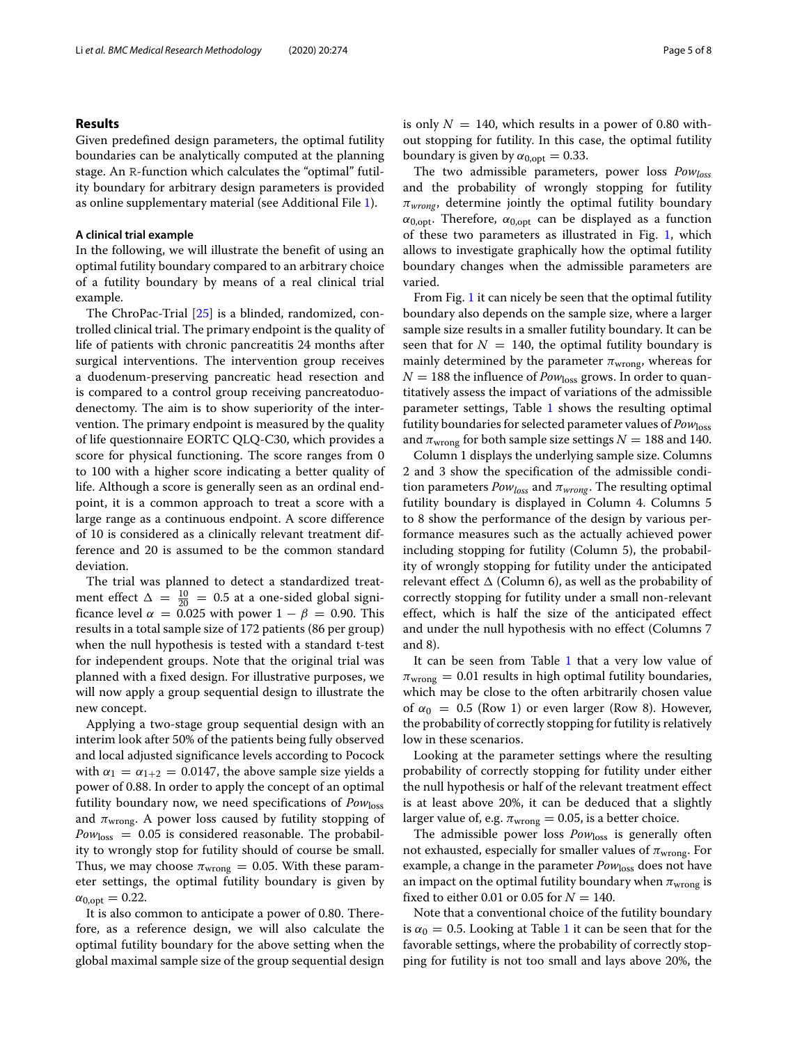## Results

Given predefined design parameters, the optimal futility boundaries can be analytically computed at the planning stage. An R-function which calculates the "optimal" futility boundary for arbitrary design parameters is provided as online supplementary material (see Additional File 1).

### A clinical trial example

In the following, we will illustrate the benefit of using an optimal futility boundary compared to an arbitrary choice of a futility boundary by means of a real clinical trial example.

The ChroPac-Trial [25] is a blinded, randomized, controlled clinical trial. The primary endpoint is the quality of life of patients with chronic pancreatitis 24 months after surgical interventions. The intervention group receives a duodenum-preserving pancreatic head resection and is compared to a control group receiving pancreatoduodenectomy. The aim is to show superiority of the intervention. The primary endpoint is measured by the quality of life questionnaire EORTC QLQ-C30, which provides a score for physical functioning. The score ranges from 0 to 100 with a higher score indicating a better quality of life. Although a score is generally seen as an ordinal endpoint, it is a common approach to treat a score with a large range as a continuous endpoint. A score difference of 10 is considered as a clinically relevant treatment difference and 20 is assumed to be the common standard deviation.

The trial was planned to detect a standardized treatment effect $\Delta = \frac{10}{20} = 0.5$ at a one-sided global significance level $\alpha = 0.025$ with power $1 - \beta = 0.90$. This results in a total sample size of 172 patients (86 per group) when the null hypothesis is tested with a standard t-test for independent groups. Note that the original trial was planned with a fixed design. For illustrative purposes, we will now apply a group sequential design to illustrate the new concept.

Applying a two-stage group sequential design with an interim look after 50% of the patients being fully observed and local adjusted significance levels according to Pocock with $\alpha_1 = \alpha_{1+2} = 0.0147$, the above sample size yields a power of 0.88. In order to apply the concept of an optimal futility boundary now, we need specifications of $Pow_{\text{loss}}$ and $\pi_{\text{wrong}}$. A power loss caused by futility stopping of $Pow_{\text{loss}} = 0.05$ is considered reasonable. The probability to wrongly stop for futility should of course be small. Thus, we may choose $\pi_{\text{wrong}} = 0.05$. With these parameter settings, the optimal futility boundary is given by $\alpha_{0,\text{opt}} = 0.22$.

It is also common to anticipate a power of 0.80. Therefore, as a reference design, we will also calculate the optimal futility boundary for the above setting when the global maximal sample size of the group sequential design is only $N = 140$, which results in a power of 0.80 without stopping for futility. In this case, the optimal futility boundary is given by $\alpha_{0,\text{opt}} = 0.33$.

The two admissible parameters, power loss $Pow_{loss}$ and the probability of wrongly stopping for futility $\pi_{wrong}$, determine jointly the optimal futility boundary $\alpha_{0,\text{opt}}$. Therefore, $\alpha_{0,\text{opt}}$ can be displayed as a function of these two parameters as illustrated in Fig. 1, which allows to investigate graphically how the optimal futility boundary changes when the admissible parameters are varied.

From Fig. 1 it can nicely be seen that the optimal futility boundary also depends on the sample size, where a larger sample size results in a smaller futility boundary. It can be seen that for $N = 140$, the optimal futility boundary is mainly determined by the parameter $\pi_{\text{wrong}}$, whereas for $N = 188$ the influence of $Pow_{\text{loss}}$ grows. In order to quantitatively assess the impact of variations of the admissible parameter settings, Table 1 shows the resulting optimal futility boundaries for selected parameter values of $Pow_{\text{loss}}$ and $\pi_{\text{wrong}}$ for both sample size settings $N = 188$ and 140.

Column 1 displays the underlying sample size. Columns 2 and 3 show the specification of the admissible condition parameters $Pow_{loss}$ and $\pi_{wrong}$. The resulting optimal futility boundary is displayed in Column 4. Columns 5 to 8 show the performance of the design by various performance measures such as the actually achieved power including stopping for futility (Column 5), the probability of wrongly stopping for futility under the anticipated relevant effect $\Delta$ (Column 6), as well as the probability of correctly stopping for futility under a small non-relevant effect, which is half the size of the anticipated effect and under the null hypothesis with no effect (Columns 7 and 8).

It can be seen from Table 1 that a very low value of $\pi_{\text{wrong}} = 0.01$ results in high optimal futility boundaries, which may be close to the often arbitrarily chosen value of $\alpha_0 = 0.5$ (Row 1) or even larger (Row 8). However, the probability of correctly stopping for futility is relatively low in these scenarios.

Looking at the parameter settings where the resulting probability of correctly stopping for futility under either the null hypothesis or half of the relevant treatment effect is at least above 20%, it can be deduced that a slightly larger value of, e.g. $\pi_{\text{wrong}} = 0.05$, is a better choice.

The admissible power loss $Pow_{\text{loss}}$ is generally often not exhausted, especially for smaller values of $\pi_{\text{wrong}}$. For example, a change in the parameter $Pow_{\text{loss}}$ does not have an impact on the optimal futility boundary when $\pi_{\text{wrong}}$ is fixed to either 0.01 or 0.05 for $N = 140$.

Note that a conventional choice of the futility boundary is $\alpha_0 = 0.5$. Looking at Table 1 it can be seen that for the favorable settings, where the probability of correctly stopping for futility is not too small and lays above 20%, the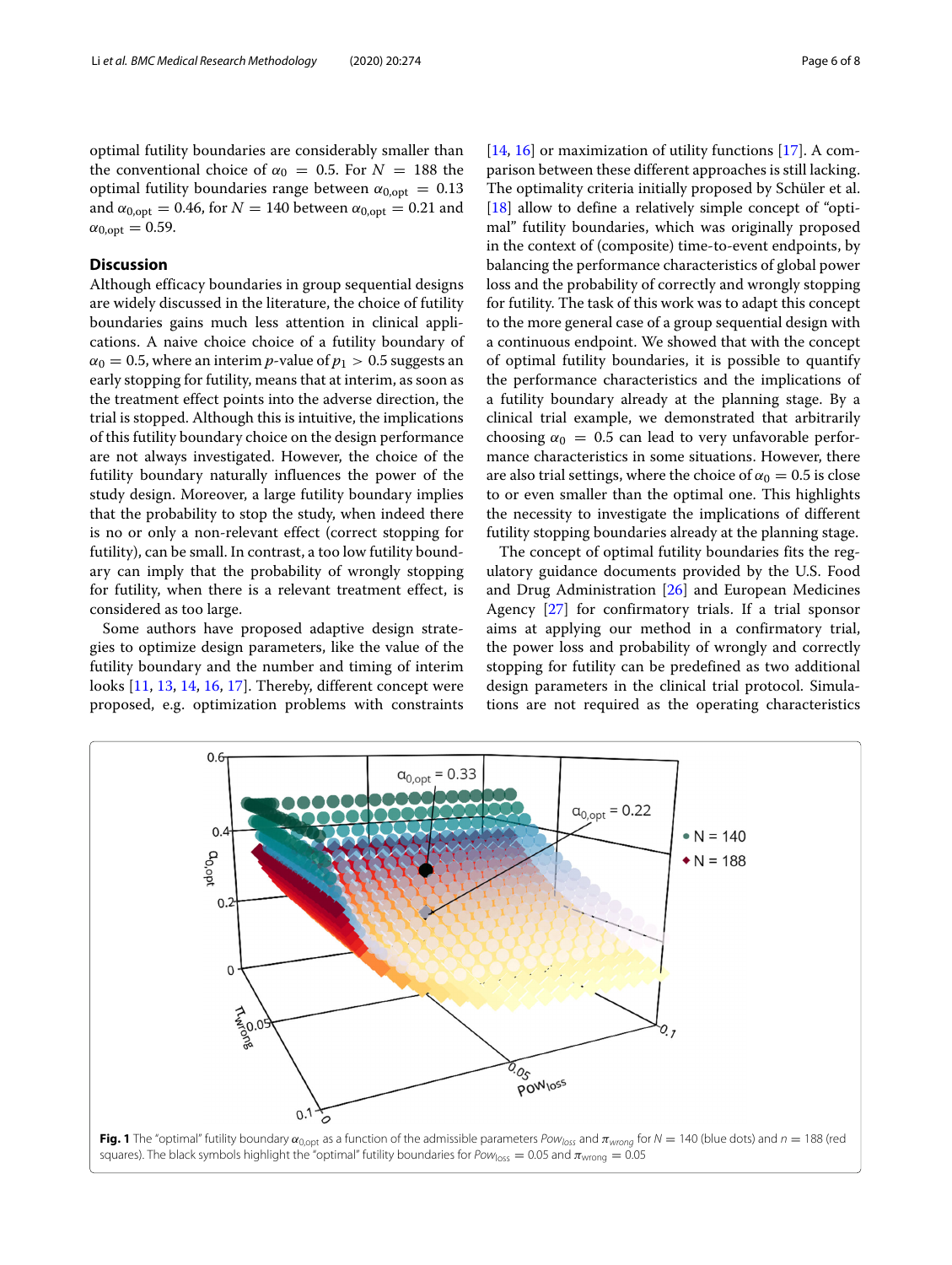optimal futility boundaries are considerably smaller than the conventional choice of $\alpha_0 = 0.5$. For $N = 188$ the optimal futility boundaries range between $\alpha_{0,\text{opt}} = 0.13$ and $\alpha_{0,\text{opt}} = 0.46$, for $N = 140$ between $\alpha_{0,\text{opt}} = 0.21$ and $\alpha_{0,\text{opt}} = 0.59$.

## Discussion

Although efficacy boundaries in group sequential designs are widely discussed in the literature, the choice of futility boundaries gains much less attention in clinical applications. A naive choice choice of a futility boundary of $\alpha_0 = 0.5$, where an interim $p$-value of $p_1 > 0.5$ suggests an early stopping for futility, means that at interim, as soon as the treatment effect points into the adverse direction, the trial is stopped. Although this is intuitive, the implications of this futility boundary choice on the design performance are not always investigated. However, the choice of the futility boundary naturally influences the power of the study design. Moreover, a large futility boundary implies that the probability to stop the study, when indeed there is no or only a non-relevant effect (correct stopping for futility), can be small. In contrast, a too low futility boundary can imply that the probability of wrongly stopping for futility, when there is a relevant treatment effect, is considered as too large.

Some authors have proposed adaptive design strategies to optimize design parameters, like the value of the futility boundary and the number and timing of interim looks [11, 13, 14, 16, 17]. Thereby, different concept were proposed, e.g. optimization problems with constraints [14, 16] or maximization of utility functions [17]. A comparison between these different approaches is still lacking. The optimality criteria initially proposed by Schüler et al. [18] allow to define a relatively simple concept of "optimal" futility boundaries, which was originally proposed in the context of (composite) time-to-event endpoints, by balancing the performance characteristics of global power loss and the probability of correctly and wrongly stopping for futility. The task of this work was to adapt this concept to the more general case of a group sequential design with a continuous endpoint. We showed that with the concept of optimal futility boundaries, it is possible to quantify the performance characteristics and the implications of a futility boundary already at the planning stage. By a clinical trial example, we demonstrated that arbitrarily choosing $\alpha_0 = 0.5$ can lead to very unfavorable performance characteristics in some situations. However, there are also trial settings, where the choice of $\alpha_0 = 0.5$ is close to or even smaller than the optimal one. This highlights the necessity to investigate the implications of different futility stopping boundaries already at the planning stage.

The concept of optimal futility boundaries fits the regulatory guidance documents provided by the U.S. Food and Drug Administration [26] and European Medicines Agency [27] for confirmatory trials. If a trial sponsor aims at applying our method in a confirmatory trial, the power loss and probability of wrongly and correctly stopping for futility can be predefined as two additional design parameters in the clinical trial protocol. Simulations are not required as the operating characteristics

**Fig. 1** The "optimal" futility boundary $\alpha_{0,\text{opt}}$ as a function of the admissible parameters $Pow_{loss}$ and $\pi_{wrong}$ for $N = 140$ (blue dots) and $n = 188$ (red squares). The black symbols highlight the "optimal" futility boundaries for $Pow_{\text{loss}} = 0.05$ and $\pi_{wrong} = 0.05$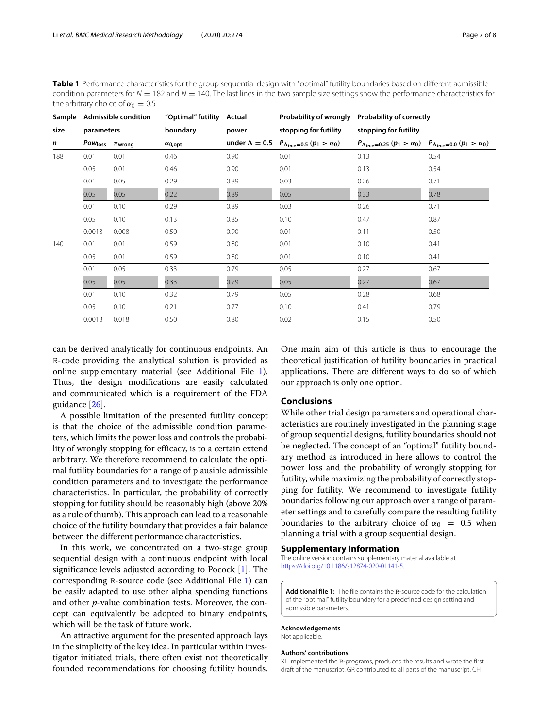**Table 1** Performance characteristics for the group sequential design with "optimal" futility boundaries based on different admissible condition parameters for $N = 182$ and $N = 140$. The last lines in the two sample size settings show the performance characteristics for the arbitrary choice of $\alpha_0 = 0.5$

| Sample size | Admissible condition parameters | | "Optimal" futility boundary | Actual power | Probability of wrongly stopping for futility | Probability of correctly stopping for futility | |
|---|---|---|---|---|---|---|---|
| $n$ | $Pow_{loss}$ | $\pi_{wrong}$ | $\alpha_{0,opt}$ | under $\Delta = 0.5$ | $P_{\Delta_{true}=0.5}$ $(p_1 > \alpha_0)$ | $P_{\Delta_{true}=0.25}$ $(p_1 > \alpha_0)$ | $P_{\Delta_{true}=0.0}$ $(p_1 > \alpha_0)$ |
| 188 | 0.01 | 0.01 | 0.46 | 0.90 | 0.01 | 0.13 | 0.54 |
| | 0.05 | 0.01 | 0.46 | 0.90 | 0.01 | 0.13 | 0.54 |
| | 0.01 | 0.05 | 0.29 | 0.89 | 0.03 | 0.26 | 0.71 |
| | 0.05 | 0.05 | 0.22 | 0.89 | 0.05 | 0.33 | 0.78 |
| | 0.01 | 0.10 | 0.29 | 0.89 | 0.03 | 0.26 | 0.71 |
| | 0.05 | 0.10 | 0.13 | 0.85 | 0.10 | 0.47 | 0.87 |
| | 0.0013 | 0.008 | 0.50 | 0.90 | 0.01 | 0.11 | 0.50 |
| 140 | 0.01 | 0.01 | 0.59 | 0.80 | 0.01 | 0.10 | 0.41 |
| | 0.05 | 0.01 | 0.59 | 0.80 | 0.01 | 0.10 | 0.41 |
| | 0.01 | 0.05 | 0.33 | 0.79 | 0.05 | 0.27 | 0.67 |
| | 0.05 | 0.05 | 0.33 | 0.79 | 0.05 | 0.27 | 0.67 |
| | 0.01 | 0.10 | 0.32 | 0.79 | 0.05 | 0.28 | 0.68 |
| | 0.05 | 0.10 | 0.21 | 0.77 | 0.10 | 0.41 | 0.79 |
| | 0.0013 | 0.018 | 0.50 | 0.80 | 0.02 | 0.15 | 0.50 |

can be derived analytically for continuous endpoints. An R-code providing the analytical solution is provided as online supplementary material (see Additional File 1). Thus, the design modifications are easily calculated and communicated which is a requirement of the FDA guidance [26].

A possible limitation of the presented futility concept is that the choice of the admissible condition parameters, which limits the power loss and controls the probability of wrongly stopping for efficacy, is to a certain extend arbitrary. We therefore recommend to calculate the optimal futility boundaries for a range of plausible admissible condition parameters and to investigate the performance characteristics. In particular, the probability of correctly stopping for futility should be reasonably high (above 20% as a rule of thumb). This approach can lead to a reasonable choice of the futility boundary that provides a fair balance between the different performance characteristics.

In this work, we concentrated on a two-stage group sequential design with a continuous endpoint with local significance levels adjusted according to Pocock [1]. The corresponding R-source code (see Additional File 1) can be easily adapted to use other alpha spending functions and other $p$-value combination tests. Moreover, the concept can equivalently be adopted to binary endpoints, which will be the task of future work.

An attractive argument for the presented approach lays in the simplicity of the key idea. In particular within investigator initiated trials, there often exist not theoretically founded recommendations for choosing futility bounds. One main aim of this article is thus to encourage the theoretical justification of futility boundaries in practical applications. There are different ways to do so of which our approach is only one option.

## Conclusions

While other trial design parameters and operational characteristics are routinely investigated in the planning stage of group sequential designs, futility boundaries should not be neglected. The concept of an "optimal" futility boundary method as introduced in here allows to control the power loss and the probability of wrongly stopping for futility, while maximizing the probability of correctly stopping for futility. We recommend to investigate futility boundaries following our approach over a range of parameter settings and to carefully compare the resulting futility boundaries to the arbitrary choice of $\alpha_0 = 0.5$ when planning a trial with a group sequential design.

## Supplementary Information

The online version contains supplementary material available at https://doi.org/10.1186/s12874-020-01141-5.

**Additional file 1:** The file contains the R-source code for the calculation of the "optimal" futility boundary for a predefined design setting and admissible parameters.

#### Acknowledgements

Not applicable.

#### Authors' contributions

XL implemented the R-programs, produced the results and wrote the first draft of the manuscript. GR contributed to all parts of the manuscript. CH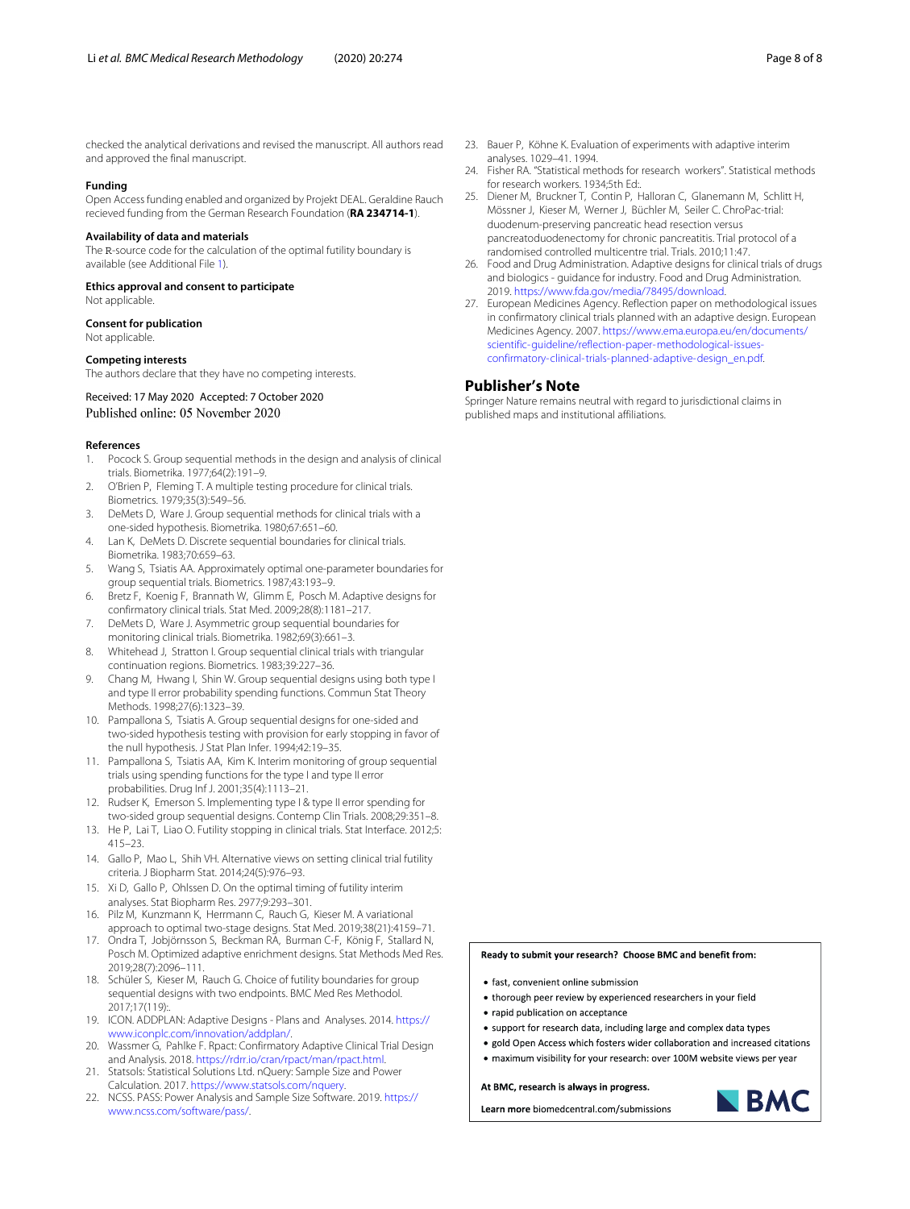checked the analytical derivations and revised the manuscript. All authors read and approved the final manuscript.

### Funding

Open Access funding enabled and organized by Projekt DEAL. Geraldine Rauch recieved funding from the German Research Foundation (**RA 234714-1**).

### Availability of data and materials

The R-source code for the calculation of the optimal futility boundary is available (see Additional File 1).

### Ethics approval and consent to participate

Not applicable.

### Consent for publication

Not applicable.

### Competing interests

The authors declare that they have no competing interests.

Received: 17 May 2020 Accepted: 7 October 2020
Published online: 05 November 2020

### References

1. Pocock S. Group sequential methods in the design and analysis of clinical trials. Biometrika. 1977;64(2):191–9.
2. O'Brien P, Fleming T. A multiple testing procedure for clinical trials. Biometrics. 1979;35(3):549–56.
3. DeMets D, Ware J. Group sequential methods for clinical trials with a one-sided hypothesis. Biometrika. 1980;67:651–60.
4. Lan K, DeMets D. Discrete sequential boundaries for clinical trials. Biometrika. 1983;70:659–63.
5. Wang S, Tsiatis AA. Approximately optimal one-parameter boundaries for group sequential trials. Biometrics. 1987;43:193–9.
6. Bretz F, Koenig F, Brannath W, Glimm E, Posch M. Adaptive designs for confirmatory clinical trials. Stat Med. 2009;28(8):1181–217.
7. DeMets D, Ware J. Asymmetric group sequential boundaries for monitoring clinical trials. Biometrika. 1982;69(3):661–3.
8. Whitehead J, Stratton I. Group sequential clinical trials with triangular continuation regions. Biometrics. 1983;39:227–36.
9. Chang M, Hwang I, Shin W. Group sequential designs using both type I and type II error probability spending functions. Commun Stat Theory Methods. 1998;27(6):1323–39.
10. Pampallona S, Tsiatis A. Group sequential designs for one-sided and two-sided hypothesis testing with provision for early stopping in favor of the null hypothesis. J Stat Plan Infer. 1994;42:19–35.
11. Pampallona S, Tsiatis AA, Kim K. Interim monitoring of group sequential trials using spending functions for the type I and type II error probabilities. Drug Inf J. 2001;35(4):1113–21.
12. Rudser K, Emerson S. Implementing type I & type II error spending for two-sided group sequential designs. Contemp Clin Trials. 2008;29:351–8.
13. He P, Lai T, Liao O. Futility stopping in clinical trials. Stat Interface. 2012;5:415–23.
14. Gallo P, Mao L, Shih VH. Alternative views on setting clinical trial futility criteria. J Biopharm Stat. 2014;24(5):976–93.
15. Xi D, Gallo P, Ohlssen D. On the optimal timing of futility interim analyses. Stat Biopharm Res. 2977;9:293–301.
16. Pilz M, Kunzmann K, Herrmann C, Rauch G, Kieser M. A variational approach to optimal two-stage designs. Stat Med. 2019;38(21):4159–71.
17. Ondra T, Jobjörnsson S, Beckman RA, Burman C-F, König F, Stallard N, Posch M. Optimized adaptive enrichment designs. Stat Methods Med Res. 2019;28(7):2096–111.
18. Schüler S, Kieser M, Rauch G. Choice of futility boundaries for group sequential designs with two endpoints. BMC Med Res Methodol. 2017;17(119):.
19. ICON. ADDPLAN: Adaptive Designs - Plans and Analyses. 2014. https://www.iconplc.com/innovation/addplan/.
20. Wassmer G, Pahlke F. Rpact: Confirmatory Adaptive Clinical Trial Design and Analysis. 2018. https://rdrr.io/cran/rpact/man/rpact.html.
21. Statsols: Statistical Solutions Ltd. nQuery: Sample Size and Power Calculation. 2017. https://www.statsols.com/nquery.
22. NCSS. PASS: Power Analysis and Sample Size Software. 2019. https://www.ncss.com/software/pass/.
23. Bauer P, Köhne K. Evaluation of experiments with adaptive interim analyses. 1029–41. 1994.
24. Fisher RA. "Statistical methods for research workers". Statistical methods for research workers. 1934;5th Ed:.
25. Diener M, Bruckner T, Contin P, Halloran C, Glanemann M, Schlitt H, Mössner J, Kieser M, Werner J, Büchler M, Seiler C. ChroPac-trial: duodenum-preserving pancreatic head resection versus pancreatoduodenectomy for chronic pancreatitis. Trial protocol of a randomised controlled multicentre trial. Trials. 2010;11:47.
26. Food and Drug Administration. Adaptive designs for clinical trials of drugs and biologics - guidance for industry. Food and Drug Administration. 2019. https://www.fda.gov/media/78495/download.
27. European Medicines Agency. Reflection paper on methodological issues in confirmatory clinical trials planned with an adaptive design. European Medicines Agency. 2007. https://www.ema.europa.eu/en/documents/scientific-guideline/reflection-paper-methodological-issues-confirmatory-clinical-trials-planned-adaptive-design_en.pdf.

## Publisher's Note

Springer Nature remains neutral with regard to jurisdictional claims in published maps and institutional affiliations.